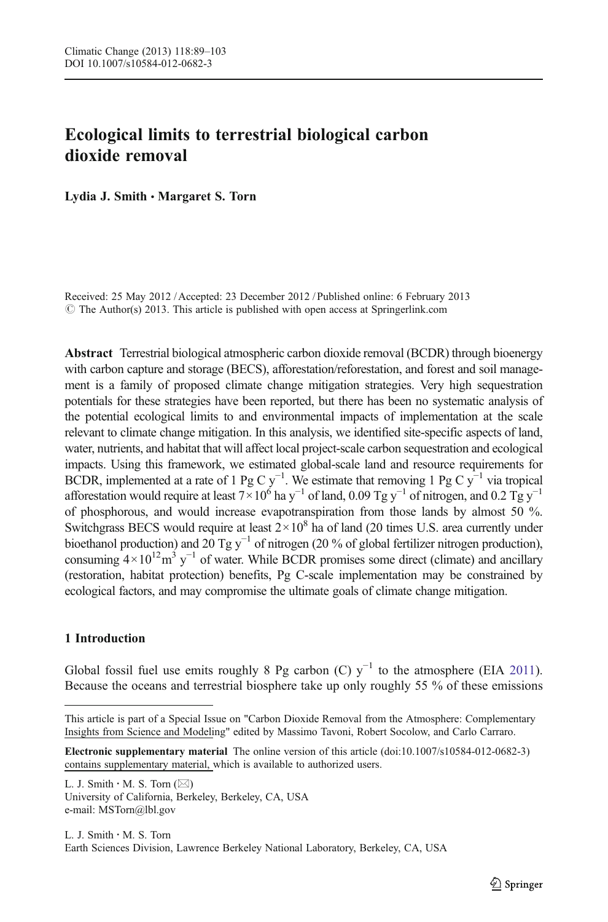# Ecological limits to terrestrial biological carbon dioxide removal

**Lydia J. Smith · Margaret S. Torn**

Received: 25 May 2012 / Accepted: 23 December 2012 / Published online: 6 February 2013
© The Author(s) 2013. This article is published with open access at Springerlink.com

**Abstract** Terrestrial biological atmospheric carbon dioxide removal (BCDR) through bioenergy with carbon capture and storage (BECS), afforestation/reforestation, and forest and soil management is a family of proposed climate change mitigation strategies. Very high sequestration potentials for these strategies have been reported, but there has been no systematic analysis of the potential ecological limits to and environmental impacts of implementation at the scale relevant to climate change mitigation. In this analysis, we identified site-specific aspects of land, water, nutrients, and habitat that will affect local project-scale carbon sequestration and ecological impacts. Using this framework, we estimated global-scale land and resource requirements for BCDR, implemented at a rate of 1 Pg C $y^{-1}$. We estimate that removing 1 Pg C $y^{-1}$ via tropical afforestation would require at least $7 \times 10^6$ ha $y^{-1}$ of land, 0.09 Tg $y^{-1}$ of nitrogen, and 0.2 Tg $y^{-1}$ of phosphorous, and would increase evapotranspiration from those lands by almost 50 %. Switchgrass BECS would require at least $2 \times 10^8$ ha of land (20 times U.S. area currently under bioethanol production) and 20 Tg $y^{-1}$ of nitrogen (20 % of global fertilizer nitrogen production), consuming $4 \times 10^{12} m^3$ $y^{-1}$ of water. While BCDR promises some direct (climate) and ancillary (restoration, habitat protection) benefits, Pg C-scale implementation may be constrained by ecological factors, and may compromise the ultimate goals of climate change mitigation.

## 1 Introduction

Global fossil fuel use emits roughly 8 Pg carbon (C) $y^{-1}$ to the atmosphere (EIA 2011). Because the oceans and terrestrial biosphere take up only roughly 55 % of these emissions

---

This article is part of a Special Issue on "Carbon Dioxide Removal from the Atmosphere: Complementary Insights from Science and Modeling" edited by Massimo Tavoni, Robert Socolow, and Carlo Carraro.

**Electronic supplementary material** The online version of this article (doi:10.1007/s10584-012-0682-3) contains supplementary material, which is available to authorized users.

L. J. Smith · M. S. Torn (✉)
University of California, Berkeley, Berkeley, CA, USA
e-mail: MSTorn@lbl.gov

L. J. Smith · M. S. Torn
Earth Sciences Division, Lawrence Berkeley National Laboratory, Berkeley, CA, USA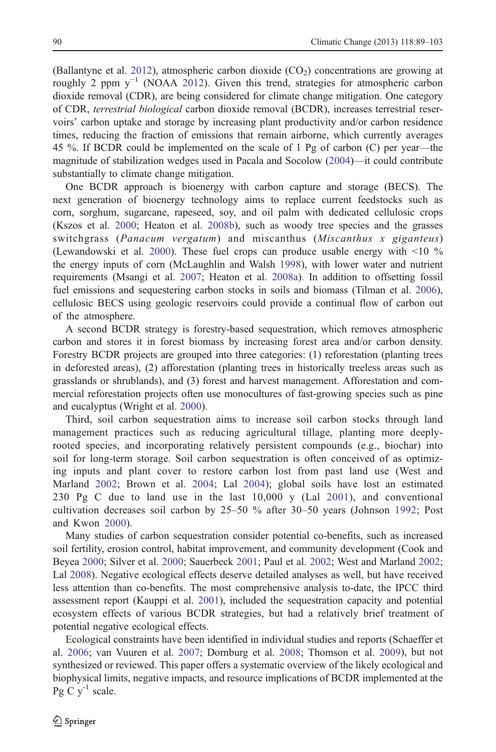(Ballantyne et al. 2012), atmospheric carbon dioxide ($CO_2$) concentrations are growing at roughly 2 ppm $y^{-1}$ (NOAA 2012). Given this trend, strategies for atmospheric carbon dioxide removal (CDR), are being considered for climate change mitigation. One category of CDR, *terrestrial biological* carbon dioxide removal (BCDR), increases terrestrial reservoirs' carbon uptake and storage by increasing plant productivity and/or carbon residence times, reducing the fraction of emissions that remain airborne, which currently averages 45 %. If BCDR could be implemented on the scale of 1 Pg of carbon (C) per year—the magnitude of stabilization wedges used in Pacala and Socolow (2004)—it could contribute substantially to climate change mitigation.

One BCDR approach is bioenergy with carbon capture and storage (BECS). The next generation of bioenergy technology aims to replace current feedstocks such as corn, sorghum, sugarcane, rapeseed, soy, and oil palm with dedicated cellulosic crops (Kszos et al. 2000; Heaton et al. 2008b), such as woody tree species and the grasses switchgrass (*Panacum vergatum*) and miscanthus (*Miscanthus x giganteus*) (Lewandowski et al. 2000). These fuel crops can produce usable energy with <10 % the energy inputs of corn (McLaughlin and Walsh 1998), with lower water and nutrient requirements (Msangi et al. 2007; Heaton et al. 2008a). In addition to offsetting fossil fuel emissions and sequestering carbon stocks in soils and biomass (Tilman et al. 2006), cellulosic BECS using geologic reservoirs could provide a continual flow of carbon out of the atmosphere.

A second BCDR strategy is forestry-based sequestration, which removes atmospheric carbon and stores it in forest biomass by increasing forest area and/or carbon density. Forestry BCDR projects are grouped into three categories: (1) reforestation (planting trees in deforested areas), (2) afforestation (planting trees in historically treeless areas such as grasslands or shrublands), and (3) forest and harvest management. Afforestation and commercial reforestation projects often use monocultures of fast-growing species such as pine and eucalyptus (Wright et al. 2000).

Third, soil carbon sequestration aims to increase soil carbon stocks through land management practices such as reducing agricultural tillage, planting more deeply-rooted species, and incorporating relatively persistent compounds (e.g., biochar) into soil for long-term storage. Soil carbon sequestration is often conceived of as optimizing inputs and plant cover to restore carbon lost from past land use (West and Marland 2002; Brown et al. 2004; Lal 2004); global soils have lost an estimated 230 Pg C due to land use in the last 10,000 y (Lal 2001), and conventional cultivation decreases soil carbon by 25–50 % after 30–50 years (Johnson 1992; Post and Kwon 2000).

Many studies of carbon sequestration consider potential co-benefits, such as increased soil fertility, erosion control, habitat improvement, and community development (Cook and Beyea 2000; Silver et al. 2000; Sauerbeck 2001; Paul et al. 2002; West and Marland 2002; Lal 2008). Negative ecological effects deserve detailed analyses as well, but have received less attention than co-benefits. The most comprehensive analysis to-date, the IPCC third assessment report (Kauppi et al. 2001), included the sequestration capacity and potential ecosystem effects of various BCDR strategies, but had a relatively brief treatment of potential negative ecological effects.

Ecological constraints have been identified in individual studies and reports (Schaeffer et al. 2006; van Vuuren et al. 2007; Dornburg et al. 2008; Thomson et al. 2009), but not synthesized or reviewed. This paper offers a systematic overview of the likely ecological and biophysical limits, negative impacts, and resource implications of BCDR implemented at the Pg C $y^{-1}$ scale.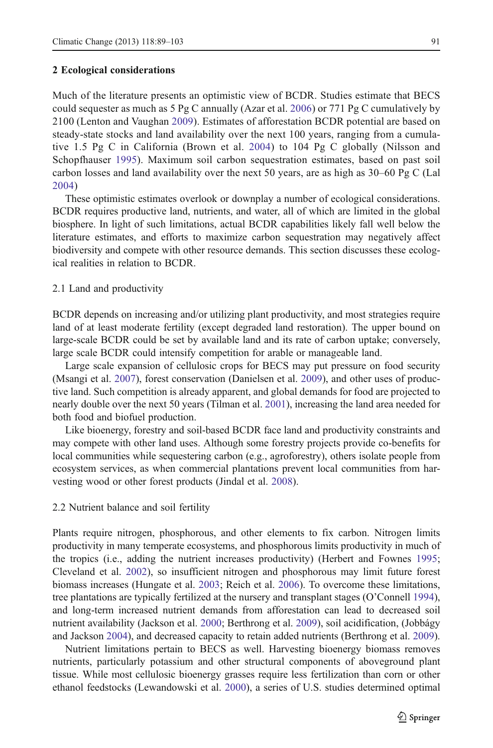## 2 Ecological considerations

Much of the literature presents an optimistic view of BCDR. Studies estimate that BECS could sequester as much as 5 Pg C annually (Azar et al. 2006) or 771 Pg C cumulatively by 2100 (Lenton and Vaughan 2009). Estimates of afforestation BCDR potential are based on steady-state stocks and land availability over the next 100 years, ranging from a cumulative 1.5 Pg C in California (Brown et al. 2004) to 104 Pg C globally (Nilsson and Schopfhauser 1995). Maximum soil carbon sequestration estimates, based on past soil carbon losses and land availability over the next 50 years, are as high as 30–60 Pg C (Lal 2004)

These optimistic estimates overlook or downplay a number of ecological considerations. BCDR requires productive land, nutrients, and water, all of which are limited in the global biosphere. In light of such limitations, actual BCDR capabilities likely fall well below the literature estimates, and efforts to maximize carbon sequestration may negatively affect biodiversity and compete with other resource demands. This section discusses these ecological realities in relation to BCDR.

### 2.1 Land and productivity

BCDR depends on increasing and/or utilizing plant productivity, and most strategies require land of at least moderate fertility (except degraded land restoration). The upper bound on large-scale BCDR could be set by available land and its rate of carbon uptake; conversely, large scale BCDR could intensify competition for arable or manageable land.

Large scale expansion of cellulosic crops for BECS may put pressure on food security (Msangi et al. 2007), forest conservation (Danielsen et al. 2009), and other uses of productive land. Such competition is already apparent, and global demands for food are projected to nearly double over the next 50 years (Tilman et al. 2001), increasing the land area needed for both food and biofuel production.

Like bioenergy, forestry and soil-based BCDR face land and productivity constraints and may compete with other land uses. Although some forestry projects provide co-benefits for local communities while sequestering carbon (e.g., agroforestry), others isolate people from ecosystem services, as when commercial plantations prevent local communities from harvesting wood or other forest products (Jindal et al. 2008).

### 2.2 Nutrient balance and soil fertility

Plants require nitrogen, phosphorous, and other elements to fix carbon. Nitrogen limits productivity in many temperate ecosystems, and phosphorous limits productivity in much of the tropics (i.e., adding the nutrient increases productivity) (Herbert and Fownes 1995; Cleveland et al. 2002), so insufficient nitrogen and phosphorous may limit future forest biomass increases (Hungate et al. 2003; Reich et al. 2006). To overcome these limitations, tree plantations are typically fertilized at the nursery and transplant stages (O'Connell 1994), and long-term increased nutrient demands from afforestation can lead to decreased soil nutrient availability (Jackson et al. 2000; Berthrong et al. 2009), soil acidification, (Jobbágy and Jackson 2004), and decreased capacity to retain added nutrients (Berthrong et al. 2009).

Nutrient limitations pertain to BECS as well. Harvesting bioenergy biomass removes nutrients, particularly potassium and other structural components of aboveground plant tissue. While most cellulosic bioenergy grasses require less fertilization than corn or other ethanol feedstocks (Lewandowski et al. 2000), a series of U.S. studies determined optimal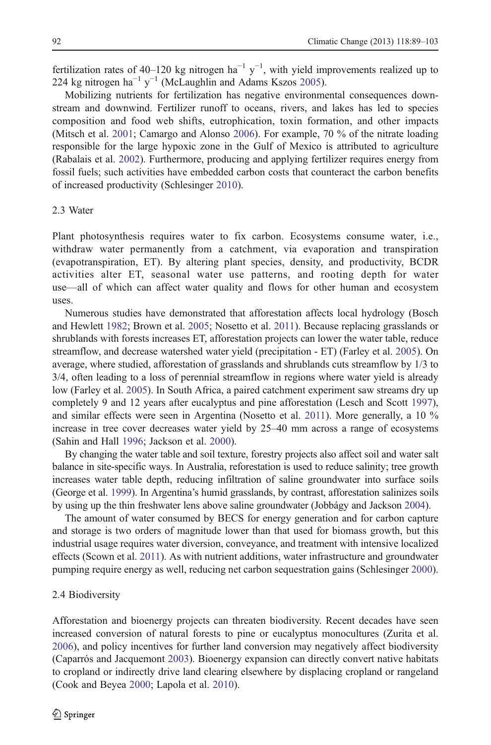fertilization rates of 40–120 kg nitrogen $ha^{-1}$ $y^{-1}$, with yield improvements realized up to 224 kg nitrogen $ha^{-1}$ $y^{-1}$ (McLaughlin and Adams Kszos 2005).

Mobilizing nutrients for fertilization has negative environmental consequences downstream and downwind. Fertilizer runoff to oceans, rivers, and lakes has led to species composition and food web shifts, eutrophication, toxin formation, and other impacts (Mitsch et al. 2001; Camargo and Alonso 2006). For example, 70 % of the nitrate loading responsible for the large hypoxic zone in the Gulf of Mexico is attributed to agriculture (Rabalais et al. 2002). Furthermore, producing and applying fertilizer requires energy from fossil fuels; such activities have embedded carbon costs that counteract the carbon benefits of increased productivity (Schlesinger 2010).

### 2.3 Water

Plant photosynthesis requires water to fix carbon. Ecosystems consume water, i.e., withdraw water permanently from a catchment, via evaporation and transpiration (evapotranspiration, ET). By altering plant species, density, and productivity, BCDR activities alter ET, seasonal water use patterns, and rooting depth for water use—all of which can affect water quality and flows for other human and ecosystem uses.

Numerous studies have demonstrated that afforestation affects local hydrology (Bosch and Hewlett 1982; Brown et al. 2005; Nosetto et al. 2011). Because replacing grasslands or shrublands with forests increases ET, afforestation projects can lower the water table, reduce streamflow, and decrease watershed water yield (precipitation - ET) (Farley et al. 2005). On average, where studied, afforestation of grasslands and shrublands cuts streamflow by 1/3 to 3/4, often leading to a loss of perennial streamflow in regions where water yield is already low (Farley et al. 2005). In South Africa, a paired catchment experiment saw streams dry up completely 9 and 12 years after eucalyptus and pine afforestation (Lesch and Scott 1997), and similar effects were seen in Argentina (Nosetto et al. 2011). More generally, a 10 % increase in tree cover decreases water yield by 25–40 mm across a range of ecosystems (Sahin and Hall 1996; Jackson et al. 2000).

By changing the water table and soil texture, forestry projects also affect soil and water salt balance in site-specific ways. In Australia, reforestation is used to reduce salinity; tree growth increases water table depth, reducing infiltration of saline groundwater into surface soils (George et al. 1999). In Argentina's humid grasslands, by contrast, afforestation salinizes soils by using up the thin freshwater lens above saline groundwater (Jobbágy and Jackson 2004).

The amount of water consumed by BECS for energy generation and for carbon capture and storage is two orders of magnitude lower than that used for biomass growth, but this industrial usage requires water diversion, conveyance, and treatment with intensive localized effects (Scown et al. 2011). As with nutrient additions, water infrastructure and groundwater pumping require energy as well, reducing net carbon sequestration gains (Schlesinger 2000).

### 2.4 Biodiversity

Afforestation and bioenergy projects can threaten biodiversity. Recent decades have seen increased conversion of natural forests to pine or eucalyptus monocultures (Zurita et al. 2006), and policy incentives for further land conversion may negatively affect biodiversity (Caparrós and Jacquemont 2003). Bioenergy expansion can directly convert native habitats to cropland or indirectly drive land clearing elsewhere by displacing cropland or rangeland (Cook and Beyea 2000; Lapola et al. 2010).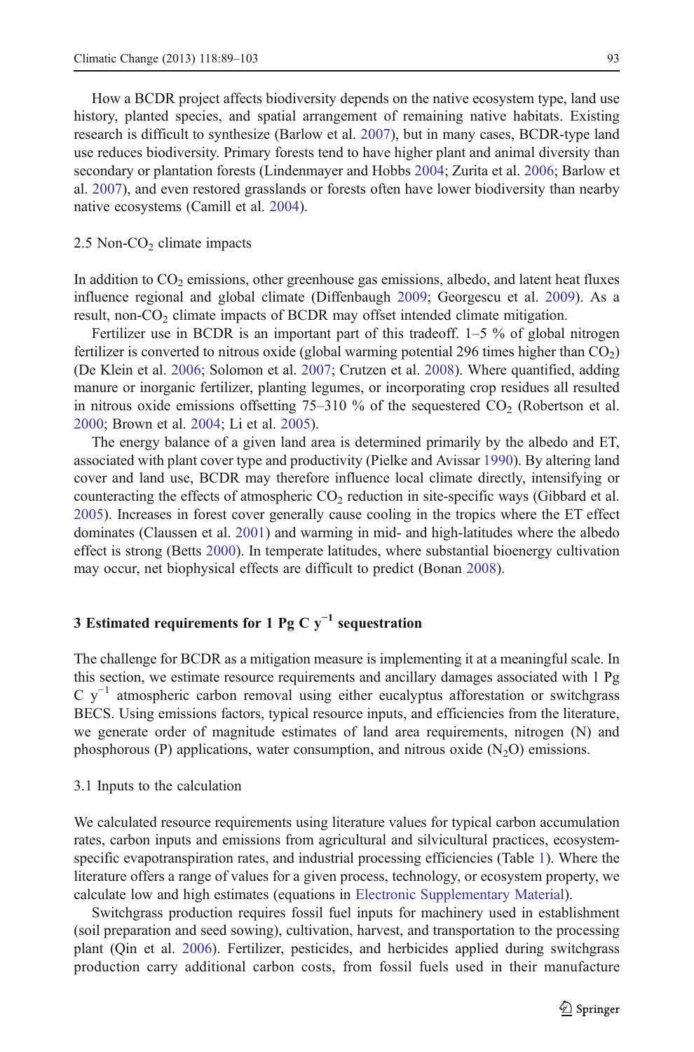How a BCDR project affects biodiversity depends on the native ecosystem type, land use history, planted species, and spatial arrangement of remaining native habitats. Existing research is difficult to synthesize (Barlow et al. 2007), but in many cases, BCDR-type land use reduces biodiversity. Primary forests tend to have higher plant and animal diversity than secondary or plantation forests (Lindenmayer and Hobbs 2004; Zurita et al. 2006; Barlow et al. 2007), and even restored grasslands or forests often have lower biodiversity than nearby native ecosystems (Camill et al. 2004).

### 2.5 Non-$CO_2$ climate impacts

In addition to $CO_2$ emissions, other greenhouse gas emissions, albedo, and latent heat fluxes influence regional and global climate (Diffenbaugh 2009; Georgescu et al. 2009). As a result, non-$CO_2$ climate impacts of BCDR may offset intended climate mitigation.

Fertilizer use in BCDR is an important part of this tradeoff. 1–5 % of global nitrogen fertilizer is converted to nitrous oxide (global warming potential 296 times higher than $CO_2$) (De Klein et al. 2006; Solomon et al. 2007; Crutzen et al. 2008). Where quantified, adding manure or inorganic fertilizer, planting legumes, or incorporating crop residues all resulted in nitrous oxide emissions offsetting 75–310 % of the sequestered $CO_2$ (Robertson et al. 2000; Brown et al. 2004; Li et al. 2005).

The energy balance of a given land area is determined primarily by the albedo and ET, associated with plant cover type and productivity (Pielke and Avissar 1990). By altering land cover and land use, BCDR may therefore influence local climate directly, intensifying or counteracting the effects of atmospheric $CO_2$ reduction in site-specific ways (Gibbard et al. 2005). Increases in forest cover generally cause cooling in the tropics where the ET effect dominates (Claussen et al. 2001) and warming in mid- and high-latitudes where the albedo effect is strong (Betts 2000). In temperate latitudes, where substantial bioenergy cultivation may occur, net biophysical effects are difficult to predict (Bonan 2008).

## 3 Estimated requirements for 1 Pg C $y^{-1}$ sequestration

The challenge for BCDR as a mitigation measure is implementing it at a meaningful scale. In this section, we estimate resource requirements and ancillary damages associated with 1 Pg C $y^{-1}$ atmospheric carbon removal using either eucalyptus afforestation or switchgrass BECS. Using emissions factors, typical resource inputs, and efficiencies from the literature, we generate order of magnitude estimates of land area requirements, nitrogen (N) and phosphorous (P) applications, water consumption, and nitrous oxide ($N_2O$) emissions.

### 3.1 Inputs to the calculation

We calculated resource requirements using literature values for typical carbon accumulation rates, carbon inputs and emissions from agricultural and silvicultural practices, ecosystem-specific evapotranspiration rates, and industrial processing efficiencies (Table 1). Where the literature offers a range of values for a given process, technology, or ecosystem property, we calculate low and high estimates (equations in Electronic Supplementary Material).

Switchgrass production requires fossil fuel inputs for machinery used in establishment (soil preparation and seed sowing), cultivation, harvest, and transportation to the processing plant (Qin et al. 2006). Fertilizer, pesticides, and herbicides applied during switchgrass production carry additional carbon costs, from fossil fuels used in their manufacture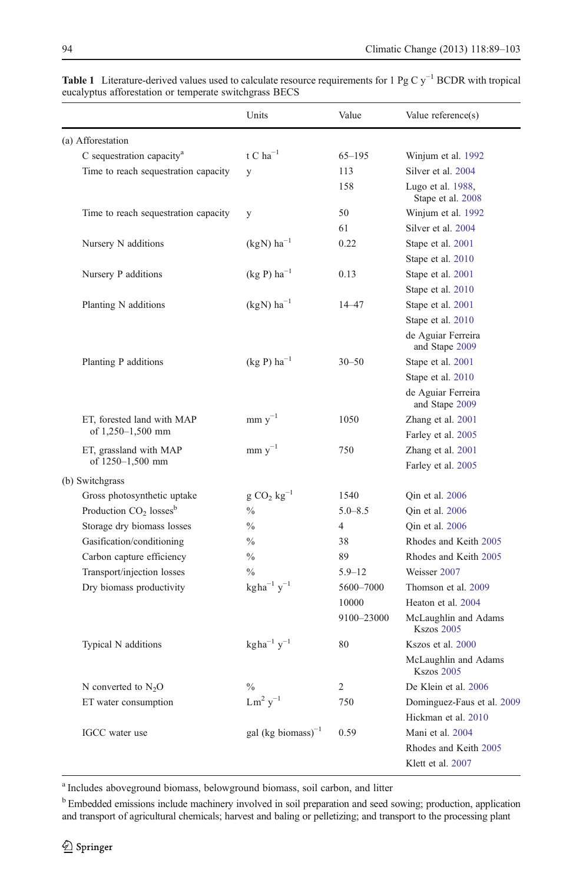**Table 1** Literature-derived values used to calculate resource requirements for 1 Pg C $y^{-1}$ BCDR with tropical eucalyptus afforestation or temperate switchgrass BECS

| | Units | Value | Value reference(s) |
|---|---|---|---|
| (a) Afforestation | | | |
| C sequestration capacity[a] | t C $ha^{-1}$ | 65–195 | Winjum et al. 1992 |
| Time to reach sequestration capacity | y | 113 | Silver et al. 2004 |
| | | 158 | Lugo et al. 1988, Stape et al. 2008 |
| Time to reach sequestration capacity | y | 50 | Winjum et al. 1992 |
| | | 61 | Silver et al. 2004 |
| Nursery N additions | (kgN) $ha^{-1}$ | 0.22 | Stape et al. 2001 |
| | | | Stape et al. 2010 |
| Nursery P additions | (kg P) $ha^{-1}$ | 0.13 | Stape et al. 2001 |
| | | | Stape et al. 2010 |
| Planting N additions | (kgN) $ha^{-1}$ | 14–47 | Stape et al. 2001 |
| | | | Stape et al. 2010 |
| | | | de Aguiar Ferreira and Stape 2009 |
| Planting P additions | (kg P) $ha^{-1}$ | 30–50 | Stape et al. 2001 |
| | | | Stape et al. 2010 |
| | | | de Aguiar Ferreira and Stape 2009 |
| ET, forested land with MAP of 1,250–1,500 mm | mm $y^{-1}$ | 1050 | Zhang et al. 2001 |
| | | | Farley et al. 2005 |
| ET, grassland with MAP of 1250–1,500 mm | mm $y^{-1}$ | 750 | Zhang et al. 2001 |
| | | | Farley et al. 2005 |
| (b) Switchgrass | | | |
| Gross photosynthetic uptake | g $CO_2$ $kg^{-1}$ | 1540 | Qin et al. 2006 |
| Production $CO_2$ losses[b] | % | 5.0–8.5 | Qin et al. 2006 |
| Storage dry biomass losses | % | 4 | Qin et al. 2006 |
| Gasification/conditioning | % | 38 | Rhodes and Keith 2005 |
| Carbon capture efficiency | % | 89 | Rhodes and Keith 2005 |
| Transport/injection losses | % | 5.9–12 | Weisser 2007 |
| Dry biomass productivity | kg$ha^{-1}$ $y^{-1}$ | 5600–7000 | Thomson et al. 2009 |
| | | 10000 | Heaton et al. 2004 |
| | | 9100–23000 | McLaughlin and Adams Kszos 2005 |
| Typical N additions | kg$ha^{-1}$ $y^{-1}$ | 80 | Kszos et al. 2000 |
| | | | McLaughlin and Adams Kszos 2005 |
| N converted to $N_2O$ | % | 2 | De Klein et al. 2006 |
| ET water consumption | L$m^2$ $y^{-1}$ | 750 | Dominguez-Faus et al. 2009 |
| | | | Hickman et al. 2010 |
| IGCC water use | gal (kg biomass)$^{-1}$ | 0.59 | Mani et al. 2004 |
| | | | Rhodes and Keith 2005 |
| | | | Klett et al. 2007 |

[a] Includes aboveground biomass, belowground biomass, soil carbon, and litter

[b] Embedded emissions include machinery involved in soil preparation and seed sowing; production, application and transport of agricultural chemicals; harvest and baling or pelletizing; and transport to the processing plant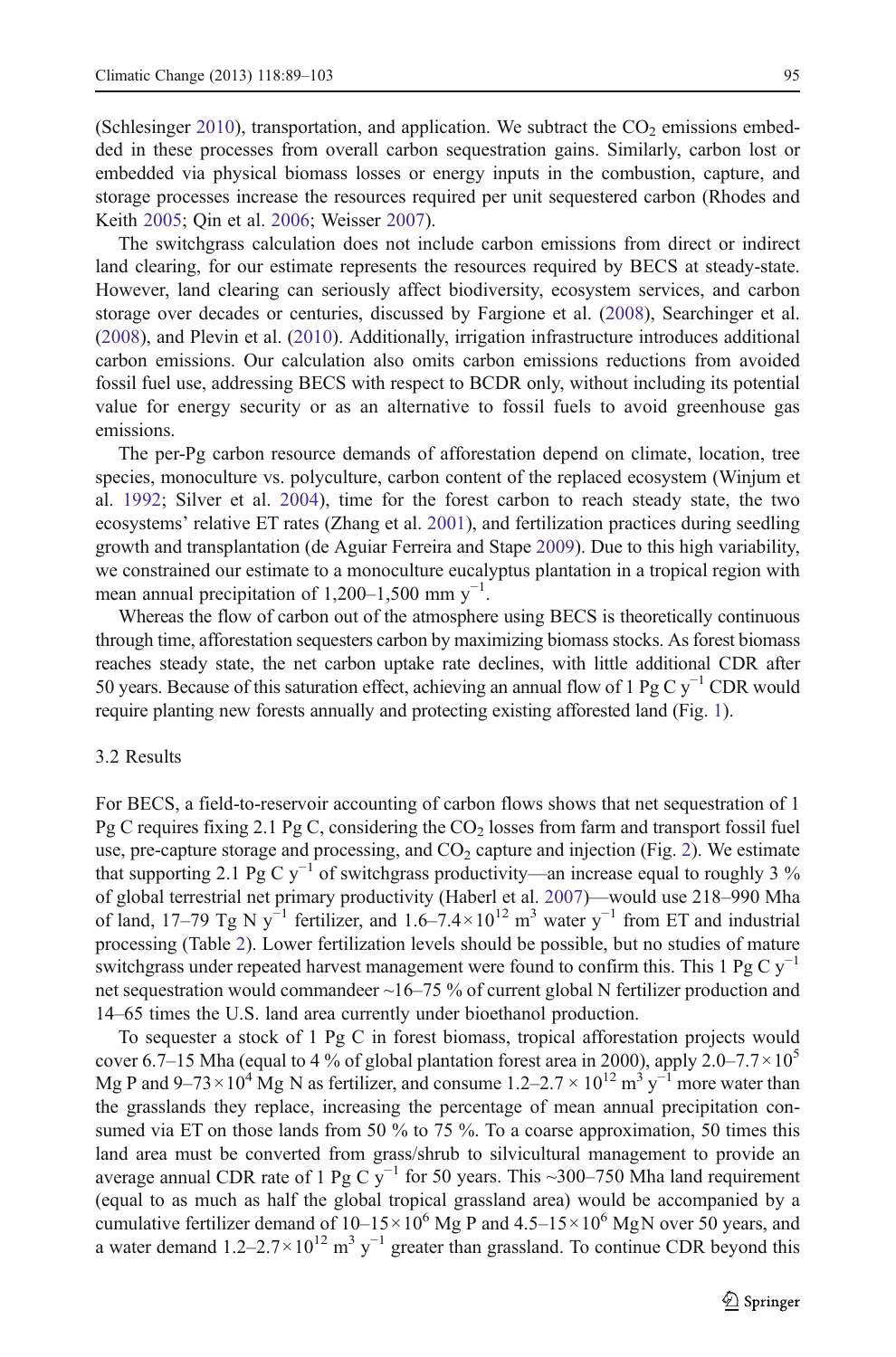(Schlesinger 2010), transportation, and application. We subtract the $CO_2$ emissions embedded in these processes from overall carbon sequestration gains. Similarly, carbon lost or embedded via physical biomass losses or energy inputs in the combustion, capture, and storage processes increase the resources required per unit sequestered carbon (Rhodes and Keith 2005; Qin et al. 2006; Weisser 2007).

The switchgrass calculation does not include carbon emissions from direct or indirect land clearing, for our estimate represents the resources required by BECS at steady-state. However, land clearing can seriously affect biodiversity, ecosystem services, and carbon storage over decades or centuries, discussed by Fargione et al. (2008), Searchinger et al. (2008), and Plevin et al. (2010). Additionally, irrigation infrastructure introduces additional carbon emissions. Our calculation also omits carbon emissions reductions from avoided fossil fuel use, addressing BECS with respect to BCDR only, without including its potential value for energy security or as an alternative to fossil fuels to avoid greenhouse gas emissions.

The per-Pg carbon resource demands of afforestation depend on climate, location, tree species, monoculture vs. polyculture, carbon content of the replaced ecosystem (Winjum et al. 1992; Silver et al. 2004), time for the forest carbon to reach steady state, the two ecosystems' relative ET rates (Zhang et al. 2001), and fertilization practices during seedling growth and transplantation (de Aguiar Ferreira and Stape 2009). Due to this high variability, we constrained our estimate to a monoculture eucalyptus plantation in a tropical region with mean annual precipitation of 1,200–1,500 mm $y^{-1}$.

Whereas the flow of carbon out of the atmosphere using BECS is theoretically continuous through time, afforestation sequesters carbon by maximizing biomass stocks. As forest biomass reaches steady state, the net carbon uptake rate declines, with little additional CDR after 50 years. Because of this saturation effect, achieving an annual flow of 1 Pg C $y^{-1}$ CDR would require planting new forests annually and protecting existing afforested land (Fig. 1).

### 3.2 Results

For BECS, a field-to-reservoir accounting of carbon flows shows that net sequestration of 1 Pg C requires fixing 2.1 Pg C, considering the $CO_2$ losses from farm and transport fossil fuel use, pre-capture storage and processing, and $CO_2$ capture and injection (Fig. 2). We estimate that supporting 2.1 Pg C $y^{-1}$ of switchgrass productivity—an increase equal to roughly 3 % of global terrestrial net primary productivity (Haberl et al. 2007)—would use 218–990 Mha of land, 17–79 Tg N $y^{-1}$ fertilizer, and $1.6–7.4 \times 10^{12}$ $m^3$ water $y^{-1}$ from ET and industrial processing (Table 2). Lower fertilization levels should be possible, but no studies of mature switchgrass under repeated harvest management were found to confirm this. This 1 Pg C $y^{-1}$ net sequestration would commandeer ~16–75 % of current global N fertilizer production and 14–65 times the U.S. land area currently under bioethanol production.

To sequester a stock of 1 Pg C in forest biomass, tropical afforestation projects would cover 6.7–15 Mha (equal to 4 % of global plantation forest area in 2000), apply $2.0–7.7 \times 10^5$ Mg P and $9–73 \times 10^4$ Mg N as fertilizer, and consume $1.2–2.7 \times 10^{12}$ $m^3$ $y^{-1}$ more water than the grasslands they replace, increasing the percentage of mean annual precipitation consumed via ET on those lands from 50 % to 75 %. To a coarse approximation, 50 times this land area must be converted from grass/shrub to silvicultural management to provide an average annual CDR rate of 1 Pg C $y^{-1}$ for 50 years. This ~300–750 Mha land requirement (equal to as much as half the global tropical grassland area) would be accompanied by a cumulative fertilizer demand of $10–15 \times 10^6$ Mg P and $4.5–15 \times 10^6$ MgN over 50 years, and a water demand $1.2–2.7 \times 10^{12}$ $m^3$ $y^{-1}$ greater than grassland. To continue CDR beyond this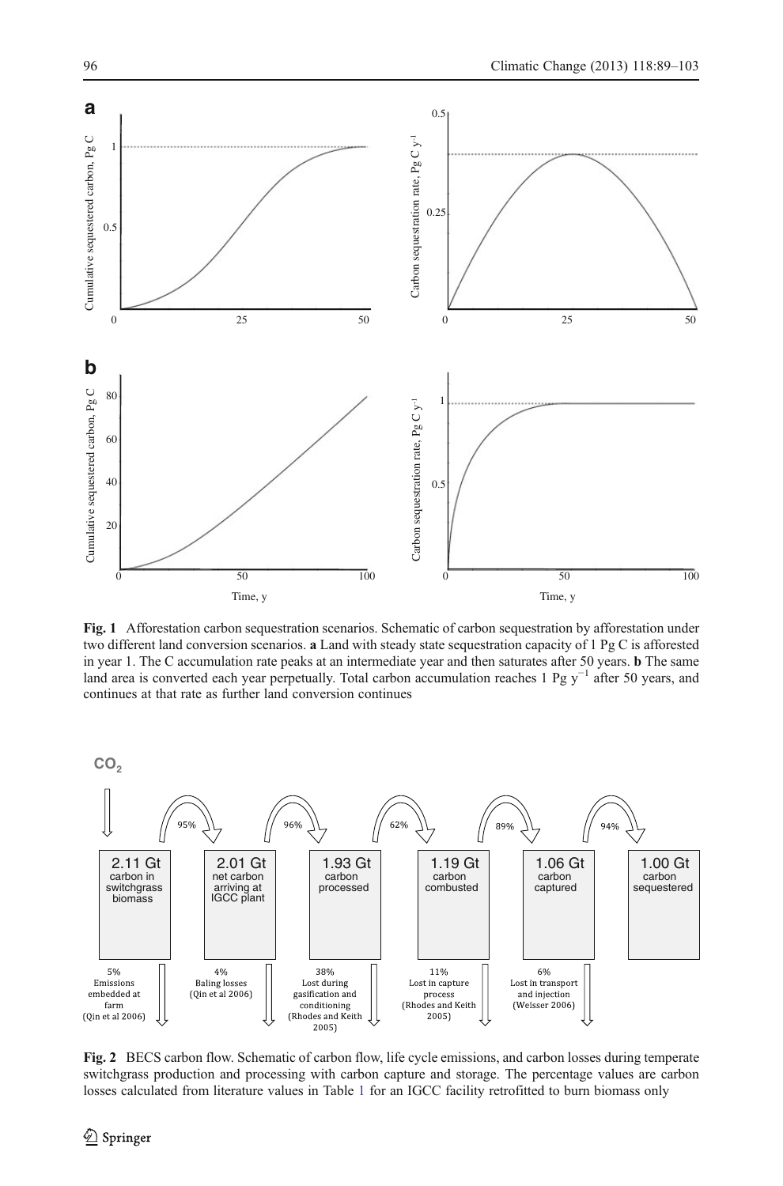**Fig. 1** Afforestation carbon sequestration scenarios. Schematic of carbon sequestration by afforestation under two different land conversion scenarios. **a** Land with steady state sequestration capacity of 1 Pg C is afforested in year 1. The C accumulation rate peaks at an intermediate year and then saturates after 50 years. **b** The same land area is converted each year perpetually. Total carbon accumulation reaches 1 Pg $y^{-1}$ after 50 years, and continues at that rate as further land conversion continues

**Fig. 2** BECS carbon flow. Schematic of carbon flow, life cycle emissions, and carbon losses during temperate switchgrass production and processing with carbon capture and storage. The percentage values are carbon losses calculated from literature values in Table 1 for an IGCC facility retrofitted to burn biomass only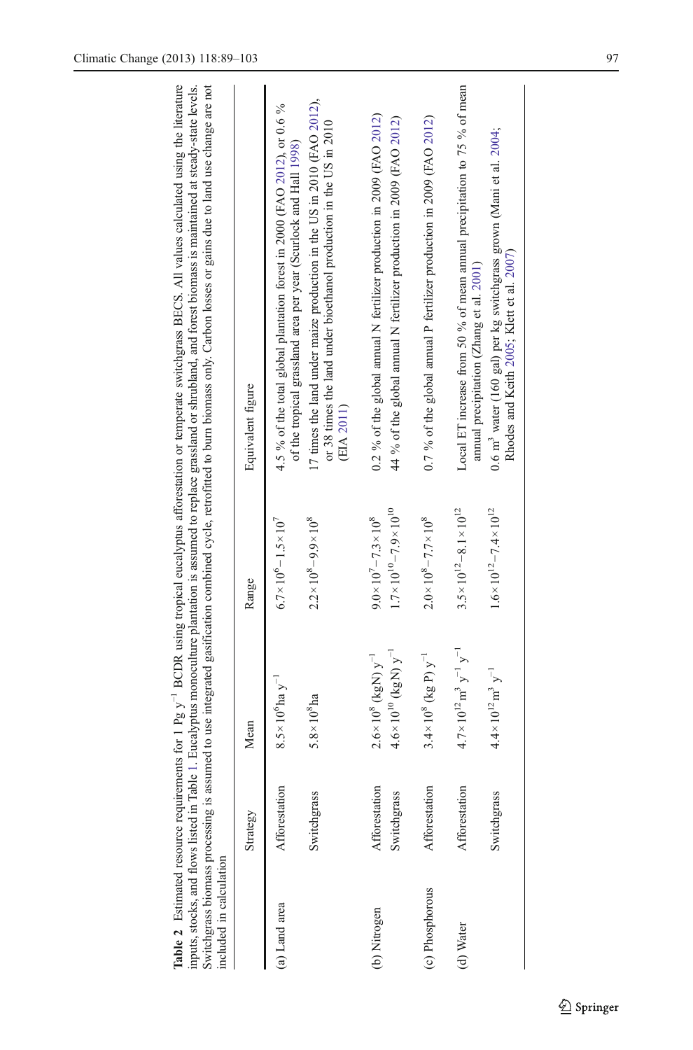**Table 2** Estimated resource requirements for 1 Pg $y^{-1}$ BCDR using tropical eucalyptus afforestation or temperate switchgrass BECS. All values calculated using the literature inputs, stocks, and flows listed in Table 1. Eucalyptus monoculture plantation is assumed to replace grassland or shrubland, and forest biomass is maintained at steady-state levels. Switchgrass biomass processing is assumed to use integrated gasification combined cycle, retrofitted to burn biomass only. Carbon losses or gains due to land use change are not included in calculation

| | Strategy | Mean | Range | Equivalent figure |
|---|---|---|---|---|
| (a) Land area | Afforestation | $8.5\times10^{6}$ha $y^{-1}$ | $6.7\times10^{6}$–$1.5\times10^{7}$ | 4.5 % of the total global plantation forest in 2000 (FAO 2012), or 0.6 % of the tropical grassland area per year (Scurlock and Hall 1998) |
| | Switchgrass | $5.8\times10^{8}$ha | $2.2\times10^{8}$–$9.9\times10^{8}$ | 17 times the land under maize production in the US in 2010 (FAO 2012), or 38 times the land under bioethanol production in the US in 2010 (EIA 2011) |
| (b) Nitrogen | Afforestation | $2.6\times10^{8}$ (kgN) $y^{-1}$ | $9.0\times10^{7}$–$7.3\times10^{8}$ | 0.2 % of the global annual N fertilizer production in 2009 (FAO 2012) |
| | Switchgrass | $4.6\times10^{10}$ (kgN) $y^{-1}$ | $1.7\times10^{10}$–$7.9\times10^{10}$ | 44 % of the global annual N fertilizer production in 2009 (FAO 2012) |
| (c) Phosphorous | Afforestation | $3.4\times10^{8}$ (kg P) $y^{-1}$ | $2.0\times10^{8}$–$7.7\times10^{8}$ | 0.7 % of the global annual P fertilizer production in 2009 (FAO 2012) |
| (d) Water | Afforestation | $4.7\times10^{12}$ $m^{3}$ $y^{-1}$ $y^{-1}$ | $3.5\times10^{12}$–$8.1\times10^{12}$ | Local ET increase from 50 % of mean annual precipitation to 75 % of mean annual precipitation (Zhang et al. 2001) |
| | Switchgrass | $4.4\times10^{12}$$m^{3}$ $y^{-1}$ | $1.6\times10^{12}$–$7.4\times10^{12}$ | 0.6 $m^{3}$ water (160 gal) per kg switchgrass grown (Mani et al. 2004; Rhodes and Keith 2005; Klett et al. 2007) |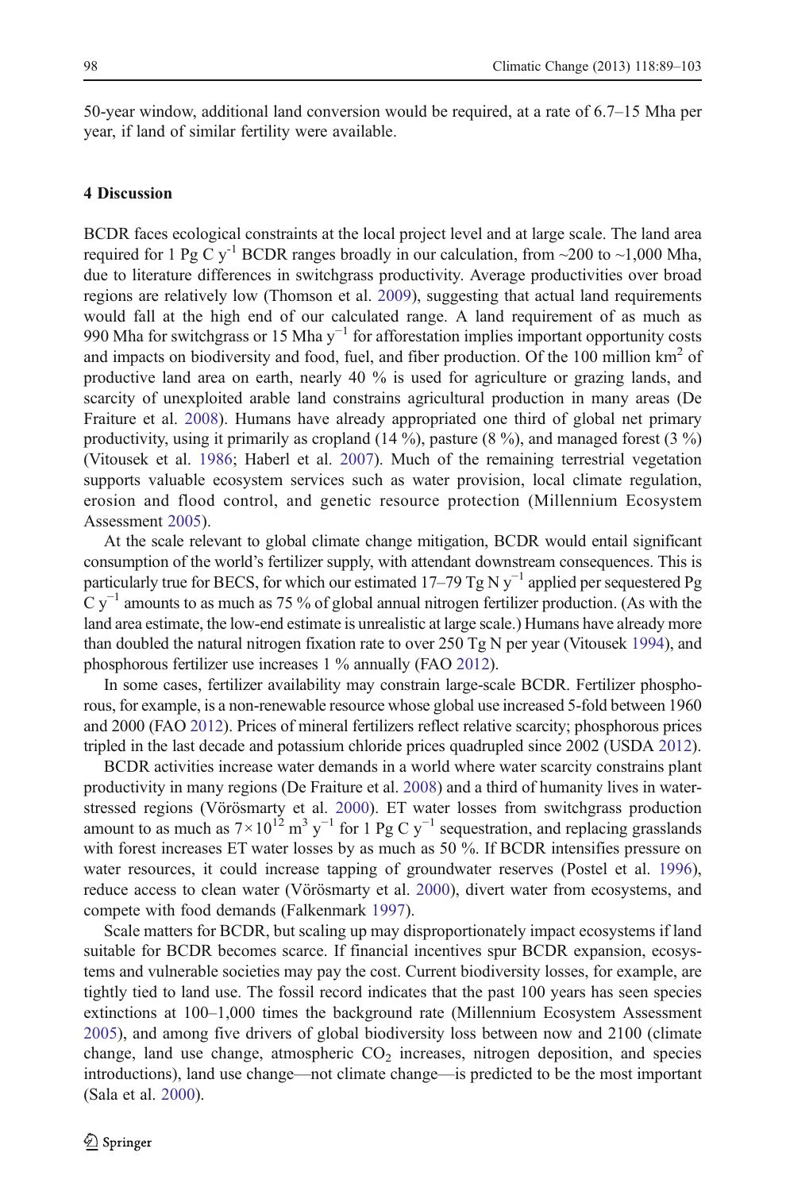50-year window, additional land conversion would be required, at a rate of 6.7–15 Mha per year, if land of similar fertility were available.

## 4 Discussion

BCDR faces ecological constraints at the local project level and at large scale. The land area required for 1 Pg C $y^{-1}$ BCDR ranges broadly in our calculation, from ~200 to ~1,000 Mha, due to literature differences in switchgrass productivity. Average productivities over broad regions are relatively low (Thomson et al. 2009), suggesting that actual land requirements would fall at the high end of our calculated range. A land requirement of as much as 990 Mha for switchgrass or 15 Mha $y^{-1}$ for afforestation implies important opportunity costs and impacts on biodiversity and food, fuel, and fiber production. Of the 100 million $km^2$ of productive land area on earth, nearly 40 % is used for agriculture or grazing lands, and scarcity of unexploited arable land constrains agricultural production in many areas (De Fraiture et al. 2008). Humans have already appropriated one third of global net primary productivity, using it primarily as cropland (14 %), pasture (8 %), and managed forest (3 %) (Vitousek et al. 1986; Haberl et al. 2007). Much of the remaining terrestrial vegetation supports valuable ecosystem services such as water provision, local climate regulation, erosion and flood control, and genetic resource protection (Millennium Ecosystem Assessment 2005).

At the scale relevant to global climate change mitigation, BCDR would entail significant consumption of the world's fertilizer supply, with attendant downstream consequences. This is particularly true for BECS, for which our estimated 17–79 Tg N $y^{-1}$ applied per sequestered Pg C $y^{-1}$ amounts to as much as 75 % of global annual nitrogen fertilizer production. (As with the land area estimate, the low-end estimate is unrealistic at large scale.) Humans have already more than doubled the natural nitrogen fixation rate to over 250 Tg N per year (Vitousek 1994), and phosphorous fertilizer use increases 1 % annually (FAO 2012).

In some cases, fertilizer availability may constrain large-scale BCDR. Fertilizer phosphorous, for example, is a non-renewable resource whose global use increased 5-fold between 1960 and 2000 (FAO 2012). Prices of mineral fertilizers reflect relative scarcity; phosphorous prices tripled in the last decade and potassium chloride prices quadrupled since 2002 (USDA 2012).

BCDR activities increase water demands in a world where water scarcity constrains plant productivity in many regions (De Fraiture et al. 2008) and a third of humanity lives in water-stressed regions (Vörösmarty et al. 2000). ET water losses from switchgrass production amount to as much as $7 \times 10^{12}$ $m^3$ $y^{-1}$ for 1 Pg C $y^{-1}$ sequestration, and replacing grasslands with forest increases ET water losses by as much as 50 %. If BCDR intensifies pressure on water resources, it could increase tapping of groundwater reserves (Postel et al. 1996), reduce access to clean water (Vörösmarty et al. 2000), divert water from ecosystems, and compete with food demands (Falkenmark 1997).

Scale matters for BCDR, but scaling up may disproportionately impact ecosystems if land suitable for BCDR becomes scarce. If financial incentives spur BCDR expansion, ecosystems and vulnerable societies may pay the cost. Current biodiversity losses, for example, are tightly tied to land use. The fossil record indicates that the past 100 years has seen species extinctions at 100–1,000 times the background rate (Millennium Ecosystem Assessment 2005), and among five drivers of global biodiversity loss between now and 2100 (climate change, land use change, atmospheric $CO_2$ increases, nitrogen deposition, and species introductions), land use change—not climate change—is predicted to be the most important (Sala et al. 2000).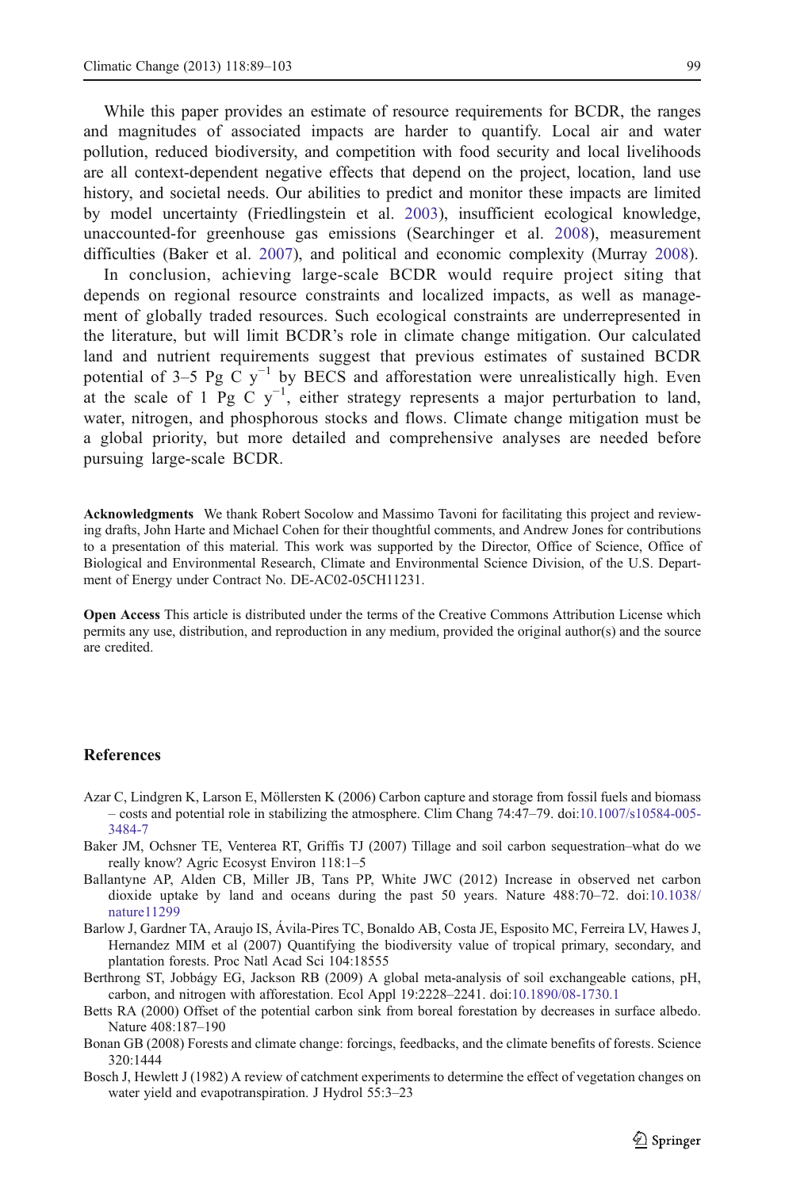While this paper provides an estimate of resource requirements for BCDR, the ranges and magnitudes of associated impacts are harder to quantify. Local air and water pollution, reduced biodiversity, and competition with food security and local livelihoods are all context-dependent negative effects that depend on the project, location, land use history, and societal needs. Our abilities to predict and monitor these impacts are limited by model uncertainty (Friedlingstein et al. 2003), insufficient ecological knowledge, unaccounted-for greenhouse gas emissions (Searchinger et al. 2008), measurement difficulties (Baker et al. 2007), and political and economic complexity (Murray 2008).

In conclusion, achieving large-scale BCDR would require project siting that depends on regional resource constraints and localized impacts, as well as management of globally traded resources. Such ecological constraints are underrepresented in the literature, but will limit BCDR's role in climate change mitigation. Our calculated land and nutrient requirements suggest that previous estimates of sustained BCDR potential of 3–5 Pg C $y^{-1}$ by BECS and afforestation were unrealistically high. Even at the scale of 1 Pg C $y^{-1}$, either strategy represents a major perturbation to land, water, nitrogen, and phosphorous stocks and flows. Climate change mitigation must be a global priority, but more detailed and comprehensive analyses are needed before pursuing large-scale BCDR.

**Acknowledgments** We thank Robert Socolow and Massimo Tavoni for facilitating this project and reviewing drafts, John Harte and Michael Cohen for their thoughtful comments, and Andrew Jones for contributions to a presentation of this material. This work was supported by the Director, Office of Science, Office of Biological and Environmental Research, Climate and Environmental Science Division, of the U.S. Department of Energy under Contract No. DE-AC02-05CH11231.

**Open Access** This article is distributed under the terms of the Creative Commons Attribution License which permits any use, distribution, and reproduction in any medium, provided the original author(s) and the source are credited.

## References

Azar C, Lindgren K, Larson E, Möllersten K (2006) Carbon capture and storage from fossil fuels and biomass – costs and potential role in stabilizing the atmosphere. Clim Chang 74:47–79. doi:10.1007/s10584-005-3484-7

Baker JM, Ochsner TE, Venterea RT, Griffis TJ (2007) Tillage and soil carbon sequestration–what do we really know? Agric Ecosyst Environ 118:1–5

Ballantyne AP, Alden CB, Miller JB, Tans PP, White JWC (2012) Increase in observed net carbon dioxide uptake by land and oceans during the past 50 years. Nature 488:70–72. doi:10.1038/nature11299

Barlow J, Gardner TA, Araujo IS, Ávila-Pires TC, Bonaldo AB, Costa JE, Esposito MC, Ferreira LV, Hawes J, Hernandez MIM et al (2007) Quantifying the biodiversity value of tropical primary, secondary, and plantation forests. Proc Natl Acad Sci 104:18555

Berthrong ST, Jobbágy EG, Jackson RB (2009) A global meta-analysis of soil exchangeable cations, pH, carbon, and nitrogen with afforestation. Ecol Appl 19:2228–2241. doi:10.1890/08-1730.1

Betts RA (2000) Offset of the potential carbon sink from boreal forestation by decreases in surface albedo. Nature 408:187–190

Bonan GB (2008) Forests and climate change: forcings, feedbacks, and the climate benefits of forests. Science 320:1444

Bosch J, Hewlett J (1982) A review of catchment experiments to determine the effect of vegetation changes on water yield and evapotranspiration. J Hydrol 55:3–23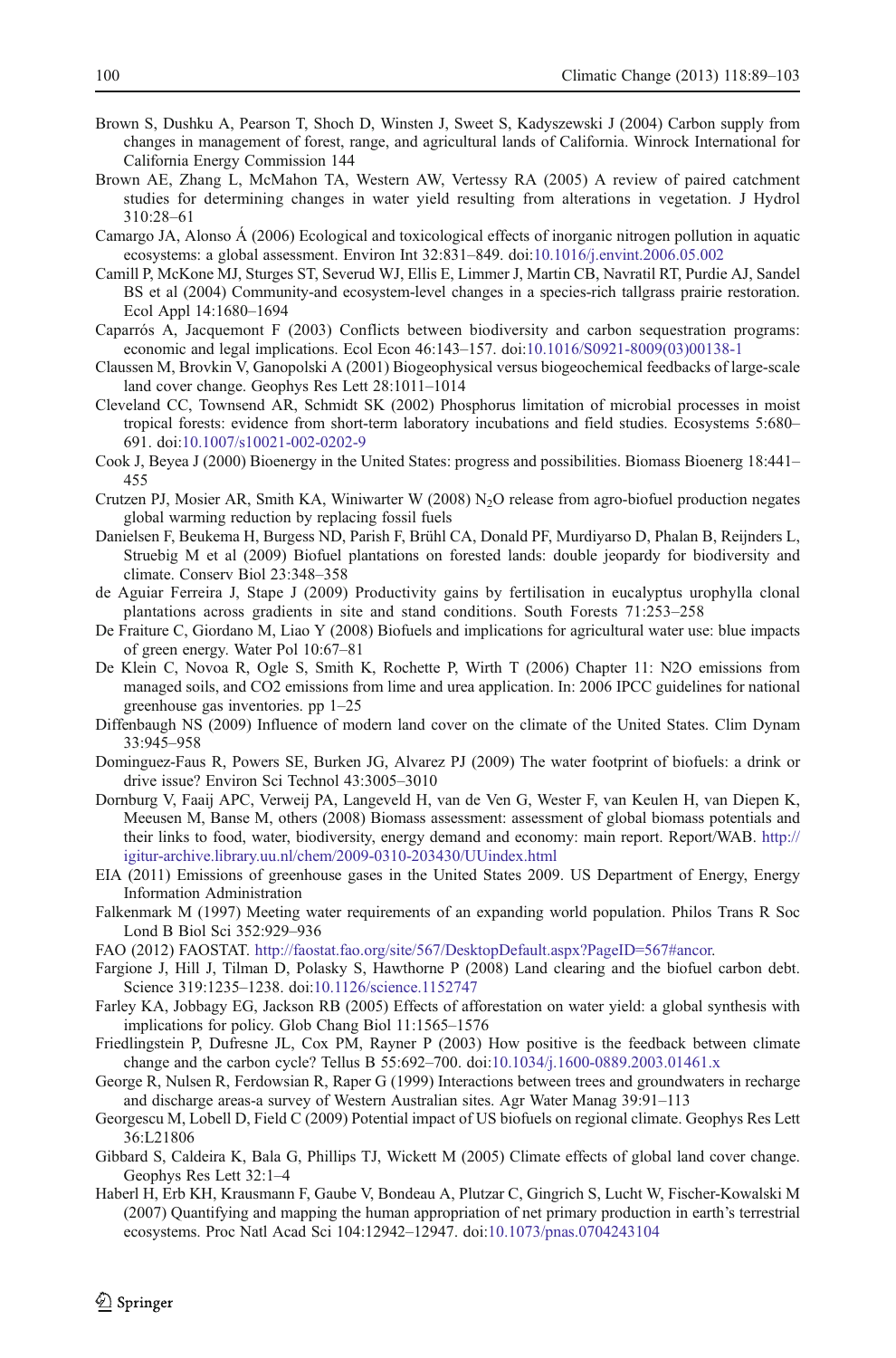Brown S, Dushku A, Pearson T, Shoch D, Winsten J, Sweet S, Kadyszewski J (2004) Carbon supply from changes in management of forest, range, and agricultural lands of California. Winrock International for California Energy Commission 144

Brown AE, Zhang L, McMahon TA, Western AW, Vertessy RA (2005) A review of paired catchment studies for determining changes in water yield resulting from alterations in vegetation. J Hydrol 310:28–61

Camargo JA, Alonso Á (2006) Ecological and toxicological effects of inorganic nitrogen pollution in aquatic ecosystems: a global assessment. Environ Int 32:831–849. doi:10.1016/j.envint.2006.05.002

Camill P, McKone MJ, Sturges ST, Severud WJ, Ellis E, Limmer J, Martin CB, Navratil RT, Purdie AJ, Sandel BS et al (2004) Community-and ecosystem-level changes in a species-rich tallgrass prairie restoration. Ecol Appl 14:1680–1694

Caparrós A, Jacquemont F (2003) Conflicts between biodiversity and carbon sequestration programs: economic and legal implications. Ecol Econ 46:143–157. doi:10.1016/S0921-8009(03)00138-1

Claussen M, Brovkin V, Ganopolski A (2001) Biogeophysical versus biogeochemical feedbacks of large-scale land cover change. Geophys Res Lett 28:1011–1014

Cleveland CC, Townsend AR, Schmidt SK (2002) Phosphorus limitation of microbial processes in moist tropical forests: evidence from short-term laboratory incubations and field studies. Ecosystems 5:680–691. doi:10.1007/s10021-002-0202-9

Cook J, Beyea J (2000) Bioenergy in the United States: progress and possibilities. Biomass Bioenerg 18:441–455

Crutzen PJ, Mosier AR, Smith KA, Winiwarter W (2008) $N_2O$ release from agro-biofuel production negates global warming reduction by replacing fossil fuels

Danielsen F, Beukema H, Burgess ND, Parish F, Brühl CA, Donald PF, Murdiyarso D, Phalan B, Reijnders L, Struebig M et al (2009) Biofuel plantations on forested lands: double jeopardy for biodiversity and climate. Conserv Biol 23:348–358

de Aguiar Ferreira J, Stape J (2009) Productivity gains by fertilisation in eucalyptus urophylla clonal plantations across gradients in site and stand conditions. South Forests 71:253–258

De Fraiture C, Giordano M, Liao Y (2008) Biofuels and implications for agricultural water use: blue impacts of green energy. Water Pol 10:67–81

De Klein C, Novoa R, Ogle S, Smith K, Rochette P, Wirth T (2006) Chapter 11: N2O emissions from managed soils, and CO2 emissions from lime and urea application. In: 2006 IPCC guidelines for national greenhouse gas inventories. pp 1–25

Diffenbaugh NS (2009) Influence of modern land cover on the climate of the United States. Clim Dynam 33:945–958

Dominguez-Faus R, Powers SE, Burken JG, Alvarez PJ (2009) The water footprint of biofuels: a drink or drive issue? Environ Sci Technol 43:3005–3010

Dornburg V, Faaij APC, Verweij PA, Langeveld H, van de Ven G, Wester F, van Keulen H, van Diepen K, Meeusen M, Banse M, others (2008) Biomass assessment: assessment of global biomass potentials and their links to food, water, biodiversity, energy demand and economy: main report. Report/WAB. http://igitur-archive.library.uu.nl/chem/2009-0310-203430/UUindex.html

EIA (2011) Emissions of greenhouse gases in the United States 2009. US Department of Energy, Energy Information Administration

Falkenmark M (1997) Meeting water requirements of an expanding world population. Philos Trans R Soc Lond B Biol Sci 352:929–936

FAO (2012) FAOSTAT. http://faostat.fao.org/site/567/DesktopDefault.aspx?PageID=567#ancor.

Fargione J, Hill J, Tilman D, Polasky S, Hawthorne P (2008) Land clearing and the biofuel carbon debt. Science 319:1235–1238. doi:10.1126/science.1152747

Farley KA, Jobbagy EG, Jackson RB (2005) Effects of afforestation on water yield: a global synthesis with implications for policy. Glob Chang Biol 11:1565–1576

Friedlingstein P, Dufresne JL, Cox PM, Rayner P (2003) How positive is the feedback between climate change and the carbon cycle? Tellus B 55:692–700. doi:10.1034/j.1600-0889.2003.01461.x

George R, Nulsen R, Ferdowsian R, Raper G (1999) Interactions between trees and groundwaters in recharge and discharge areas-a survey of Western Australian sites. Agr Water Manag 39:91–113

Georgescu M, Lobell D, Field C (2009) Potential impact of US biofuels on regional climate. Geophys Res Lett 36:L21806

Gibbard S, Caldeira K, Bala G, Phillips TJ, Wickett M (2005) Climate effects of global land cover change. Geophys Res Lett 32:1–4

Haberl H, Erb KH, Krausmann F, Gaube V, Bondeau A, Plutzar C, Gingrich S, Lucht W, Fischer-Kowalski M (2007) Quantifying and mapping the human appropriation of net primary production in earth's terrestrial ecosystems. Proc Natl Acad Sci 104:12942–12947. doi:10.1073/pnas.0704243104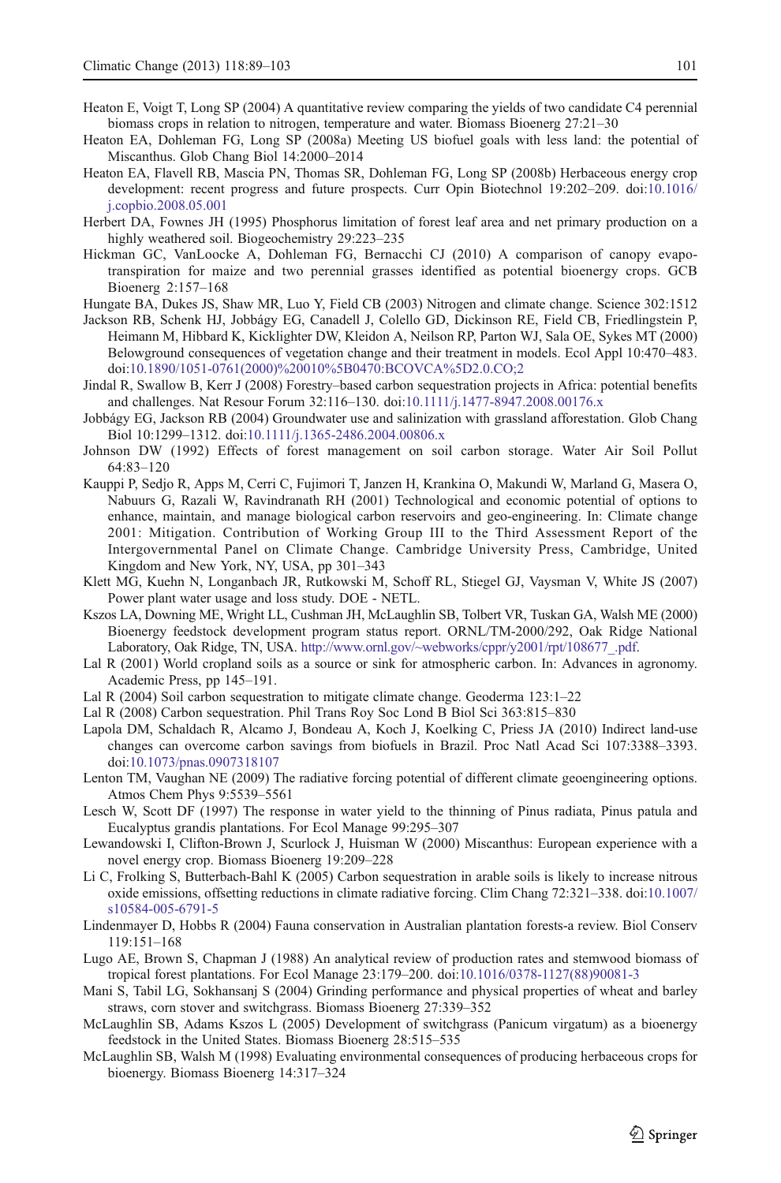Heaton E, Voigt T, Long SP (2004) A quantitative review comparing the yields of two candidate C4 perennial biomass crops in relation to nitrogen, temperature and water. Biomass Bioenerg 27:21–30

Heaton EA, Dohleman FG, Long SP (2008a) Meeting US biofuel goals with less land: the potential of Miscanthus. Glob Chang Biol 14:2000–2014

Heaton EA, Flavell RB, Mascia PN, Thomas SR, Dohleman FG, Long SP (2008b) Herbaceous energy crop development: recent progress and future prospects. Curr Opin Biotechnol 19:202–209. doi:10.1016/j.copbio.2008.05.001

Herbert DA, Fownes JH (1995) Phosphorus limitation of forest leaf area and net primary production on a highly weathered soil. Biogeochemistry 29:223–235

Hickman GC, VanLoocke A, Dohleman FG, Bernacchi CJ (2010) A comparison of canopy evapotranspiration for maize and two perennial grasses identified as potential bioenergy crops. GCB Bioenerg 2:157–168

Hungate BA, Dukes JS, Shaw MR, Luo Y, Field CB (2003) Nitrogen and climate change. Science 302:1512

Jackson RB, Schenk HJ, Jobbágy EG, Canadell J, Colello GD, Dickinson RE, Field CB, Friedlingstein P, Heimann M, Hibbard K, Kicklighter DW, Kleidon A, Neilson RP, Parton WJ, Sala OE, Sykes MT (2000) Belowground consequences of vegetation change and their treatment in models. Ecol Appl 10:470–483. doi:10.1890/1051-0761(2000)%20010%5B0470:BCOVCA%5D2.0.CO;2

Jindal R, Swallow B, Kerr J (2008) Forestry–based carbon sequestration projects in Africa: potential benefits and challenges. Nat Resour Forum 32:116–130. doi:10.1111/j.1477-8947.2008.00176.x

Jobbágy EG, Jackson RB (2004) Groundwater use and salinization with grassland afforestation. Glob Chang Biol 10:1299–1312. doi:10.1111/j.1365-2486.2004.00806.x

Johnson DW (1992) Effects of forest management on soil carbon storage. Water Air Soil Pollut 64:83–120

Kauppi P, Sedjo R, Apps M, Cerri C, Fujimori T, Janzen H, Krankina O, Makundi W, Marland G, Masera O, Nabuurs G, Razali W, Ravindranath RH (2001) Technological and economic potential of options to enhance, maintain, and manage biological carbon reservoirs and geo-engineering. In: Climate change 2001: Mitigation. Contribution of Working Group III to the Third Assessment Report of the Intergovernmental Panel on Climate Change. Cambridge University Press, Cambridge, United Kingdom and New York, NY, USA, pp 301–343

Klett MG, Kuehn N, Longanbach JR, Rutkowski M, Schoff RL, Stiegel GJ, Vaysman V, White JS (2007) Power plant water usage and loss study. DOE - NETL.

Kszos LA, Downing ME, Wright LL, Cushman JH, McLaughlin SB, Tolbert VR, Tuskan GA, Walsh ME (2000) Bioenergy feedstock development program status report. ORNL/TM-2000/292, Oak Ridge National Laboratory, Oak Ridge, TN, USA. http://www.ornl.gov/~webworks/cppr/y2001/rpt/108677_.pdf.

Lal R (2001) World cropland soils as a source or sink for atmospheric carbon. In: Advances in agronomy. Academic Press, pp 145–191.

Lal R (2004) Soil carbon sequestration to mitigate climate change. Geoderma 123:1–22

Lal R (2008) Carbon sequestration. Phil Trans Roy Soc Lond B Biol Sci 363:815–830

Lapola DM, Schaldach R, Alcamo J, Bondeau A, Koch J, Koelking C, Priess JA (2010) Indirect land-use changes can overcome carbon savings from biofuels in Brazil. Proc Natl Acad Sci 107:3388–3393. doi:10.1073/pnas.0907318107

Lenton TM, Vaughan NE (2009) The radiative forcing potential of different climate geoengineering options. Atmos Chem Phys 9:5539–5561

Lesch W, Scott DF (1997) The response in water yield to the thinning of Pinus radiata, Pinus patula and Eucalyptus grandis plantations. For Ecol Manage 99:295–307

Lewandowski I, Clifton-Brown J, Scurlock J, Huisman W (2000) Miscanthus: European experience with a novel energy crop. Biomass Bioenerg 19:209–228

Li C, Frolking S, Butterbach-Bahl K (2005) Carbon sequestration in arable soils is likely to increase nitrous oxide emissions, offsetting reductions in climate radiative forcing. Clim Chang 72:321–338. doi:10.1007/s10584-005-6791-5

Lindenmayer D, Hobbs R (2004) Fauna conservation in Australian plantation forests-a review. Biol Conserv 119:151–168

Lugo AE, Brown S, Chapman J (1988) An analytical review of production rates and stemwood biomass of tropical forest plantations. For Ecol Manage 23:179–200. doi:10.1016/0378-1127(88)90081-3

Mani S, Tabil LG, Sokhansanj S (2004) Grinding performance and physical properties of wheat and barley straws, corn stover and switchgrass. Biomass Bioenerg 27:339–352

McLaughlin SB, Adams Kszos L (2005) Development of switchgrass (Panicum virgatum) as a bioenergy feedstock in the United States. Biomass Bioenerg 28:515–535

McLaughlin SB, Walsh M (1998) Evaluating environmental consequences of producing herbaceous crops for bioenergy. Biomass Bioenerg 14:317–324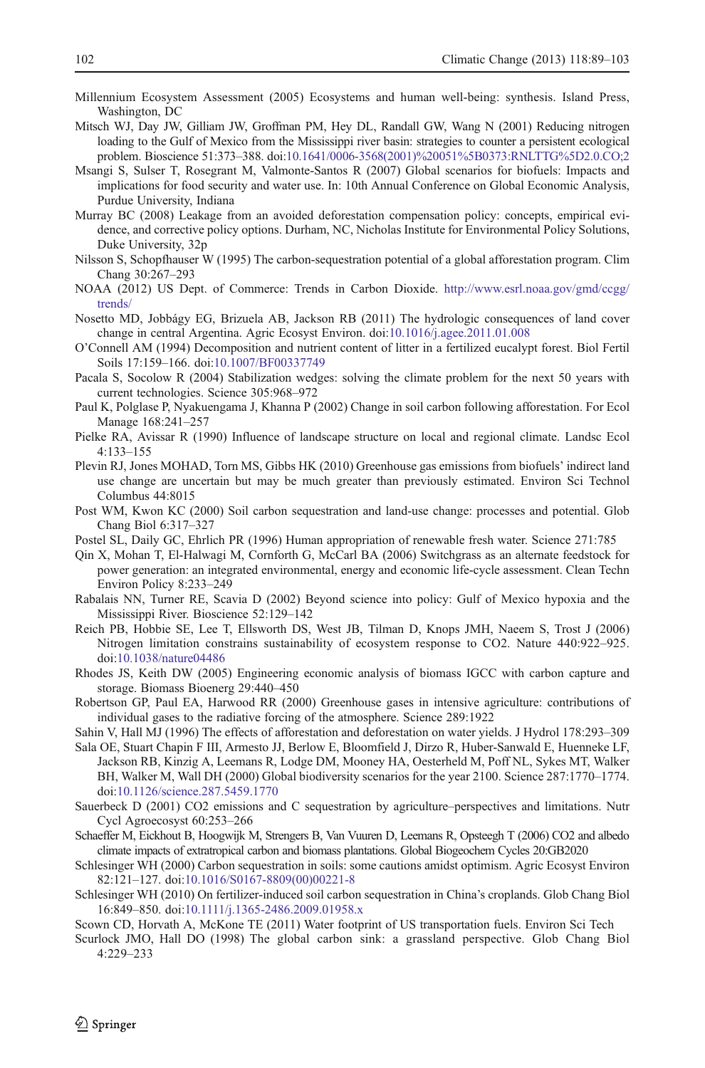Millennium Ecosystem Assessment (2005) Ecosystems and human well-being: synthesis. Island Press, Washington, DC

Mitsch WJ, Day JW, Gilliam JW, Groffman PM, Hey DL, Randall GW, Wang N (2001) Reducing nitrogen loading to the Gulf of Mexico from the Mississippi river basin: strategies to counter a persistent ecological problem. Bioscience 51:373–388. doi:10.1641/0006-3568(2001)%20051%5B0373:RNLTTG%5D2.0.CO;2

Msangi S, Sulser T, Rosegrant M, Valmonte-Santos R (2007) Global scenarios for biofuels: Impacts and implications for food security and water use. In: 10th Annual Conference on Global Economic Analysis, Purdue University, Indiana

Murray BC (2008) Leakage from an avoided deforestation compensation policy: concepts, empirical evidence, and corrective policy options. Durham, NC, Nicholas Institute for Environmental Policy Solutions, Duke University, 32p

Nilsson S, Schopfhauser W (1995) The carbon-sequestration potential of a global afforestation program. Clim Chang 30:267–293

NOAA (2012) US Dept. of Commerce: Trends in Carbon Dioxide. http://www.esrl.noaa.gov/gmd/ccgg/trends/

Nosetto MD, Jobbágy EG, Brizuela AB, Jackson RB (2011) The hydrologic consequences of land cover change in central Argentina. Agric Ecosyst Environ. doi:10.1016/j.agee.2011.01.008

O'Connell AM (1994) Decomposition and nutrient content of litter in a fertilized eucalypt forest. Biol Fertil Soils 17:159–166. doi:10.1007/BF00337749

Pacala S, Socolow R (2004) Stabilization wedges: solving the climate problem for the next 50 years with current technologies. Science 305:968–972

Paul K, Polglase P, Nyakuengama J, Khanna P (2002) Change in soil carbon following afforestation. For Ecol Manage 168:241–257

Pielke RA, Avissar R (1990) Influence of landscape structure on local and regional climate. Landsc Ecol 4:133–155

Plevin RJ, Jones MOHAD, Torn MS, Gibbs HK (2010) Greenhouse gas emissions from biofuels' indirect land use change are uncertain but may be much greater than previously estimated. Environ Sci Technol Columbus 44:8015

Post WM, Kwon KC (2000) Soil carbon sequestration and land-use change: processes and potential. Glob Chang Biol 6:317–327

Postel SL, Daily GC, Ehrlich PR (1996) Human appropriation of renewable fresh water. Science 271:785

Qin X, Mohan T, El-Halwagi M, Cornforth G, McCarl BA (2006) Switchgrass as an alternate feedstock for power generation: an integrated environmental, energy and economic life-cycle assessment. Clean Techn Environ Policy 8:233–249

Rabalais NN, Turner RE, Scavia D (2002) Beyond science into policy: Gulf of Mexico hypoxia and the Mississippi River. Bioscience 52:129–142

Reich PB, Hobbie SE, Lee T, Ellsworth DS, West JB, Tilman D, Knops JMH, Naeem S, Trost J (2006) Nitrogen limitation constrains sustainability of ecosystem response to CO2. Nature 440:922–925. doi:10.1038/nature04486

Rhodes JS, Keith DW (2005) Engineering economic analysis of biomass IGCC with carbon capture and storage. Biomass Bioenerg 29:440–450

Robertson GP, Paul EA, Harwood RR (2000) Greenhouse gases in intensive agriculture: contributions of individual gases to the radiative forcing of the atmosphere. Science 289:1922

Sahin V, Hall MJ (1996) The effects of afforestation and deforestation on water yields. J Hydrol 178:293–309

Sala OE, Stuart Chapin F III, Armesto JJ, Berlow E, Bloomfield J, Dirzo R, Huber-Sanwald E, Huenneke LF, Jackson RB, Kinzig A, Leemans R, Lodge DM, Mooney HA, Oesterheld M, Poff NL, Sykes MT, Walker BH, Walker M, Wall DH (2000) Global biodiversity scenarios for the year 2100. Science 287:1770–1774. doi:10.1126/science.287.5459.1770

Sauerbeck D (2001) CO2 emissions and C sequestration by agriculture–perspectives and limitations. Nutr Cycl Agroecosyst 60:253–266

Schaeffer M, Eickhout B, Hoogwijk M, Strengers B, Van Vuuren D, Leemans R, Opsteegh T (2006) CO2 and albedo climate impacts of extratropical carbon and biomass plantations. Global Biogeochem Cycles 20:GB2020

Schlesinger WH (2000) Carbon sequestration in soils: some cautions amidst optimism. Agric Ecosyst Environ 82:121–127. doi:10.1016/S0167-8809(00)00221-8

Schlesinger WH (2010) On fertilizer-induced soil carbon sequestration in China's croplands. Glob Chang Biol 16:849–850. doi:10.1111/j.1365-2486.2009.01958.x

Scown CD, Horvath A, McKone TE (2011) Water footprint of US transportation fuels. Environ Sci Tech

Scurlock JMO, Hall DO (1998) The global carbon sink: a grassland perspective. Glob Chang Biol 4:229–233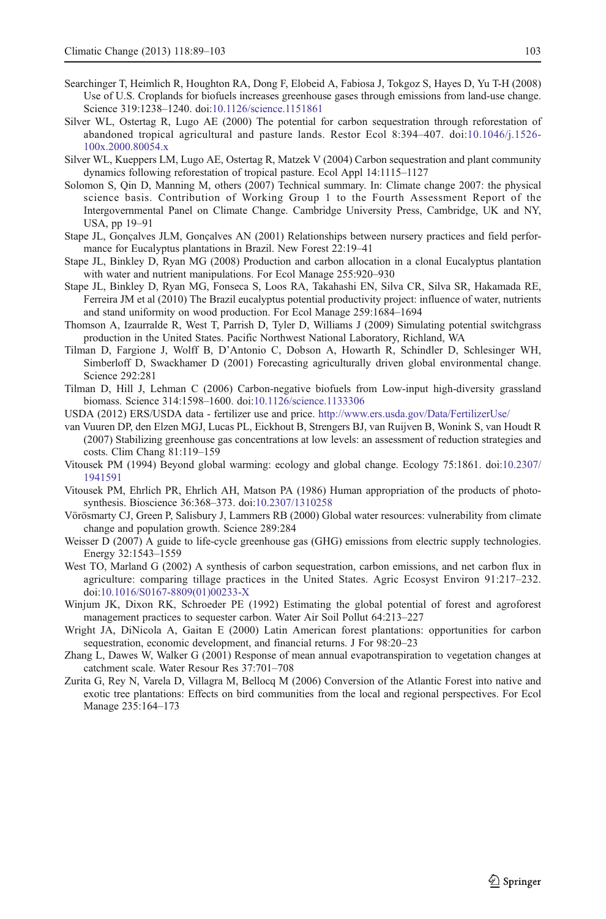Searchinger T, Heimlich R, Houghton RA, Dong F, Elobeid A, Fabiosa J, Tokgoz S, Hayes D, Yu T-H (2008) Use of U.S. Croplands for biofuels increases greenhouse gases through emissions from land-use change. Science 319:1238–1240. doi:10.1126/science.1151861

Silver WL, Ostertag R, Lugo AE (2000) The potential for carbon sequestration through reforestation of abandoned tropical agricultural and pasture lands. Restor Ecol 8:394–407. doi:10.1046/j.1526-100x.2000.80054.x

Silver WL, Kueppers LM, Lugo AE, Ostertag R, Matzek V (2004) Carbon sequestration and plant community dynamics following reforestation of tropical pasture. Ecol Appl 14:1115–1127

Solomon S, Qin D, Manning M, others (2007) Technical summary. In: Climate change 2007: the physical science basis. Contribution of Working Group 1 to the Fourth Assessment Report of the Intergovernmental Panel on Climate Change. Cambridge University Press, Cambridge, UK and NY, USA, pp 19–91

Stape JL, Gonçalves JLM, Gonçalves AN (2001) Relationships between nursery practices and field performance for Eucalyptus plantations in Brazil. New Forest 22:19–41

Stape JL, Binkley D, Ryan MG (2008) Production and carbon allocation in a clonal Eucalyptus plantation with water and nutrient manipulations. For Ecol Manage 255:920–930

Stape JL, Binkley D, Ryan MG, Fonseca S, Loos RA, Takahashi EN, Silva CR, Silva SR, Hakamada RE, Ferreira JM et al (2010) The Brazil eucalyptus potential productivity project: influence of water, nutrients and stand uniformity on wood production. For Ecol Manage 259:1684–1694

Thomson A, Izaurralde R, West T, Parrish D, Tyler D, Williams J (2009) Simulating potential switchgrass production in the United States. Pacific Northwest National Laboratory, Richland, WA

Tilman D, Fargione J, Wolff B, D'Antonio C, Dobson A, Howarth R, Schindler D, Schlesinger WH, Simberloff D, Swackhamer D (2001) Forecasting agriculturally driven global environmental change. Science 292:281

Tilman D, Hill J, Lehman C (2006) Carbon-negative biofuels from Low-input high-diversity grassland biomass. Science 314:1598–1600. doi:10.1126/science.1133306

USDA (2012) ERS/USDA data - fertilizer use and price. http://www.ers.usda.gov/Data/FertilizerUse/

van Vuuren DP, den Elzen MGJ, Lucas PL, Eickhout B, Strengers BJ, van Ruijven B, Wonink S, van Houdt R (2007) Stabilizing greenhouse gas concentrations at low levels: an assessment of reduction strategies and costs. Clim Chang 81:119–159

Vitousek PM (1994) Beyond global warming: ecology and global change. Ecology 75:1861. doi:10.2307/1941591

Vitousek PM, Ehrlich PR, Ehrlich AH, Matson PA (1986) Human appropriation of the products of photosynthesis. Bioscience 36:368–373. doi:10.2307/1310258

Vörösmarty CJ, Green P, Salisbury J, Lammers RB (2000) Global water resources: vulnerability from climate change and population growth. Science 289:284

Weisser D (2007) A guide to life-cycle greenhouse gas (GHG) emissions from electric supply technologies. Energy 32:1543–1559

West TO, Marland G (2002) A synthesis of carbon sequestration, carbon emissions, and net carbon flux in agriculture: comparing tillage practices in the United States. Agric Ecosyst Environ 91:217–232. doi:10.1016/S0167-8809(01)00233-X

Winjum JK, Dixon RK, Schroeder PE (1992) Estimating the global potential of forest and agroforest management practices to sequester carbon. Water Air Soil Pollut 64:213–227

Wright JA, DiNicola A, Gaitan E (2000) Latin American forest plantations: opportunities for carbon sequestration, economic development, and financial returns. J For 98:20–23

Zhang L, Dawes W, Walker G (2001) Response of mean annual evapotranspiration to vegetation changes at catchment scale. Water Resour Res 37:701–708

Zurita G, Rey N, Varela D, Villagra M, Bellocq M (2006) Conversion of the Atlantic Forest into native and exotic tree plantations: Effects on bird communities from the local and regional perspectives. For Ecol Manage 235:164–173